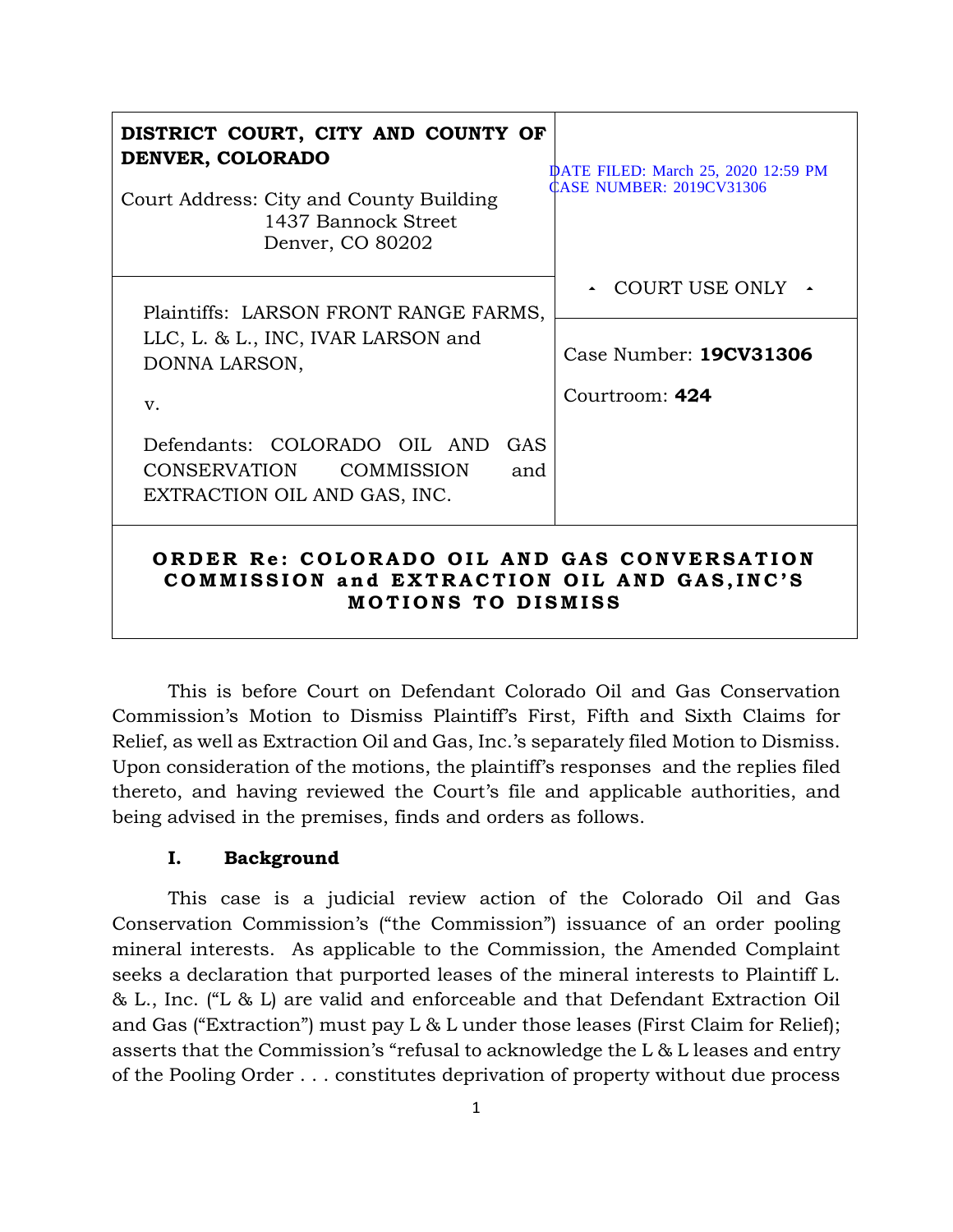| DISTRICT COURT, CITY AND COUNTY OF DENVER, COLORADO<br><br>Court Address: City and County Building<br>1437 Bannock Street<br>Denver, CO 80202 | DATE FILED: March 25, 2020 12:59 PM<br>CASE NUMBER: 2019CV31306 |
|---|---|
| | ▲ COURT USE ONLY ▲ |
| Plaintiffs: LARSON FRONT RANGE FARMS, LLC, L. & L., INC, IVAR LARSON and DONNA LARSON,<br><br>v.<br><br>Defendants: COLORADO OIL AND GAS CONSERVATION COMMISSION and EXTRACTION OIL AND GAS, INC. | Case Number: **19CV31306**<br><br>Courtroom: **424** |

**ORDER Re: COLORADO OIL AND GAS CONVERSATION COMMISSION and EXTRACTION OIL AND GAS,INC'S MOTIONS TO DISMISS**

This is before Court on Defendant Colorado Oil and Gas Conservation Commission's Motion to Dismiss Plaintiff's First, Fifth and Sixth Claims for Relief, as well as Extraction Oil and Gas, Inc.'s separately filed Motion to Dismiss. Upon consideration of the motions, the plaintiff's responses and the replies filed thereto, and having reviewed the Court's file and applicable authorities, and being advised in the premises, finds and orders as follows.

## I. Background

This case is a judicial review action of the Colorado Oil and Gas Conservation Commission's ("the Commission") issuance of an order pooling mineral interests. As applicable to the Commission, the Amended Complaint seeks a declaration that purported leases of the mineral interests to Plaintiff L. & L., Inc. ("L & L) are valid and enforceable and that Defendant Extraction Oil and Gas ("Extraction") must pay L & L under those leases (First Claim for Relief); asserts that the Commission's "refusal to acknowledge the L & L leases and entry of the Pooling Order . . . constitutes deprivation of property without due process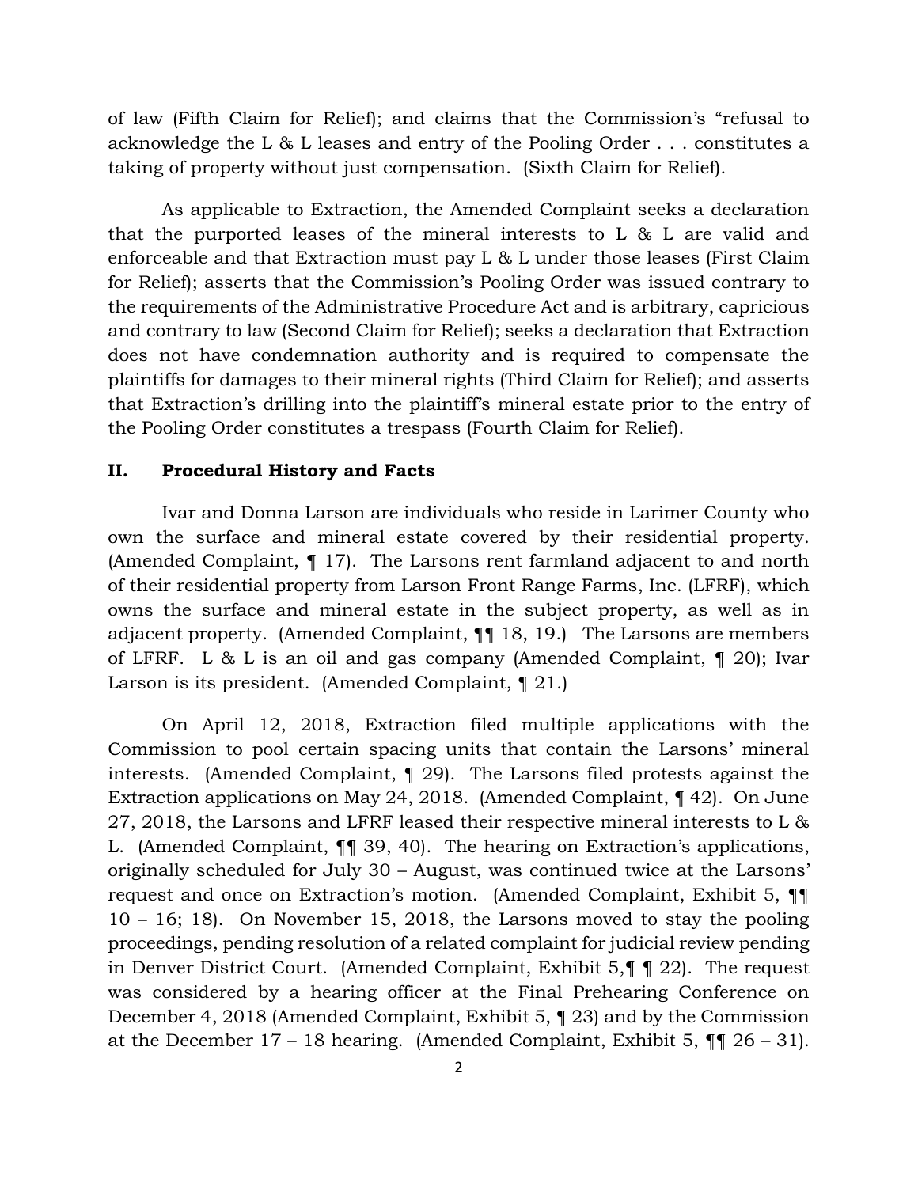of law (Fifth Claim for Relief); and claims that the Commission's "refusal to acknowledge the L & L leases and entry of the Pooling Order . . . constitutes a taking of property without just compensation. (Sixth Claim for Relief).

As applicable to Extraction, the Amended Complaint seeks a declaration that the purported leases of the mineral interests to L & L are valid and enforceable and that Extraction must pay L & L under those leases (First Claim for Relief); asserts that the Commission's Pooling Order was issued contrary to the requirements of the Administrative Procedure Act and is arbitrary, capricious and contrary to law (Second Claim for Relief); seeks a declaration that Extraction does not have condemnation authority and is required to compensate the plaintiffs for damages to their mineral rights (Third Claim for Relief); and asserts that Extraction's drilling into the plaintiff's mineral estate prior to the entry of the Pooling Order constitutes a trespass (Fourth Claim for Relief).

## II. Procedural History and Facts

Ivar and Donna Larson are individuals who reside in Larimer County who own the surface and mineral estate covered by their residential property. (Amended Complaint, ¶ 17). The Larsons rent farmland adjacent to and north of their residential property from Larson Front Range Farms, Inc. (LFRF), which owns the surface and mineral estate in the subject property, as well as in adjacent property. (Amended Complaint, ¶¶ 18, 19.) The Larsons are members of LFRF. L & L is an oil and gas company (Amended Complaint, ¶ 20); Ivar Larson is its president. (Amended Complaint, ¶ 21.)

On April 12, 2018, Extraction filed multiple applications with the Commission to pool certain spacing units that contain the Larsons' mineral interests. (Amended Complaint, ¶ 29). The Larsons filed protests against the Extraction applications on May 24, 2018. (Amended Complaint, ¶ 42). On June 27, 2018, the Larsons and LFRF leased their respective mineral interests to L & L. (Amended Complaint, ¶¶ 39, 40). The hearing on Extraction's applications, originally scheduled for July 30 – August, was continued twice at the Larsons' request and once on Extraction's motion. (Amended Complaint, Exhibit 5, ¶¶ 10 – 16; 18). On November 15, 2018, the Larsons moved to stay the pooling proceedings, pending resolution of a related complaint for judicial review pending in Denver District Court. (Amended Complaint, Exhibit 5,¶ ¶ 22). The request was considered by a hearing officer at the Final Prehearing Conference on December 4, 2018 (Amended Complaint, Exhibit 5, ¶ 23) and by the Commission at the December 17 – 18 hearing. (Amended Complaint, Exhibit 5, ¶¶ 26 – 31).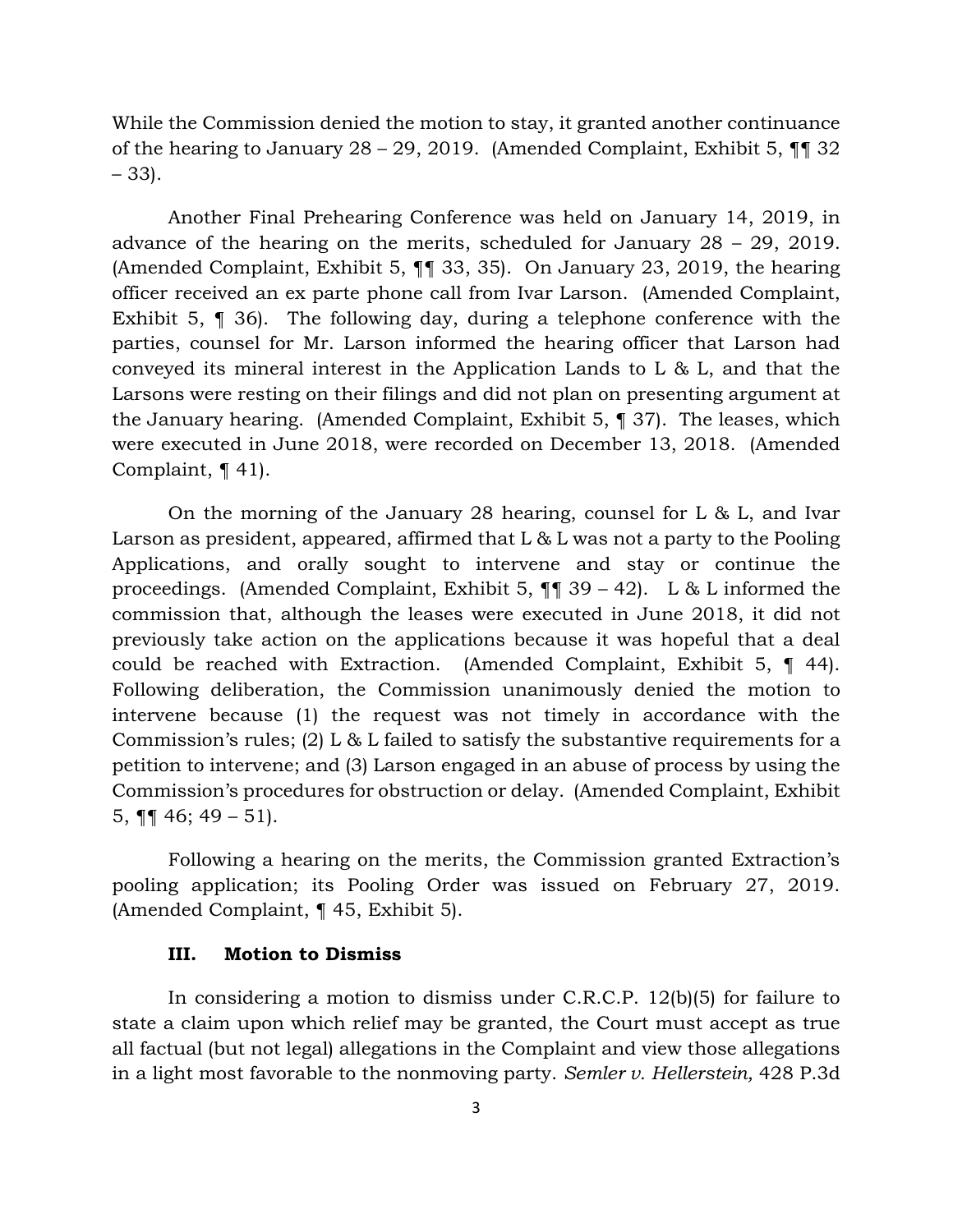While the Commission denied the motion to stay, it granted another continuance of the hearing to January 28 – 29, 2019. (Amended Complaint, Exhibit 5, ¶¶ 32 – 33).

Another Final Prehearing Conference was held on January 14, 2019, in advance of the hearing on the merits, scheduled for January 28 – 29, 2019. (Amended Complaint, Exhibit 5, ¶¶ 33, 35). On January 23, 2019, the hearing officer received an ex parte phone call from Ivar Larson. (Amended Complaint, Exhibit 5, ¶ 36). The following day, during a telephone conference with the parties, counsel for Mr. Larson informed the hearing officer that Larson had conveyed its mineral interest in the Application Lands to L & L, and that the Larsons were resting on their filings and did not plan on presenting argument at the January hearing. (Amended Complaint, Exhibit 5, ¶ 37). The leases, which were executed in June 2018, were recorded on December 13, 2018. (Amended Complaint, ¶ 41).

On the morning of the January 28 hearing, counsel for L & L, and Ivar Larson as president, appeared, affirmed that L & L was not a party to the Pooling Applications, and orally sought to intervene and stay or continue the proceedings. (Amended Complaint, Exhibit 5, ¶¶ 39 – 42). L & L informed the commission that, although the leases were executed in June 2018, it did not previously take action on the applications because it was hopeful that a deal could be reached with Extraction. (Amended Complaint, Exhibit 5, ¶ 44). Following deliberation, the Commission unanimously denied the motion to intervene because (1) the request was not timely in accordance with the Commission's rules; (2) L & L failed to satisfy the substantive requirements for a petition to intervene; and (3) Larson engaged in an abuse of process by using the Commission's procedures for obstruction or delay. (Amended Complaint, Exhibit 5, ¶¶ 46; 49 – 51).

Following a hearing on the merits, the Commission granted Extraction's pooling application; its Pooling Order was issued on February 27, 2019. (Amended Complaint, ¶ 45, Exhibit 5).

### III. Motion to Dismiss

In considering a motion to dismiss under C.R.C.P. 12(b)(5) for failure to state a claim upon which relief may be granted, the Court must accept as true all factual (but not legal) allegations in the Complaint and view those allegations in a light most favorable to the nonmoving party. *Semler v. Hellerstein,* 428 P.3d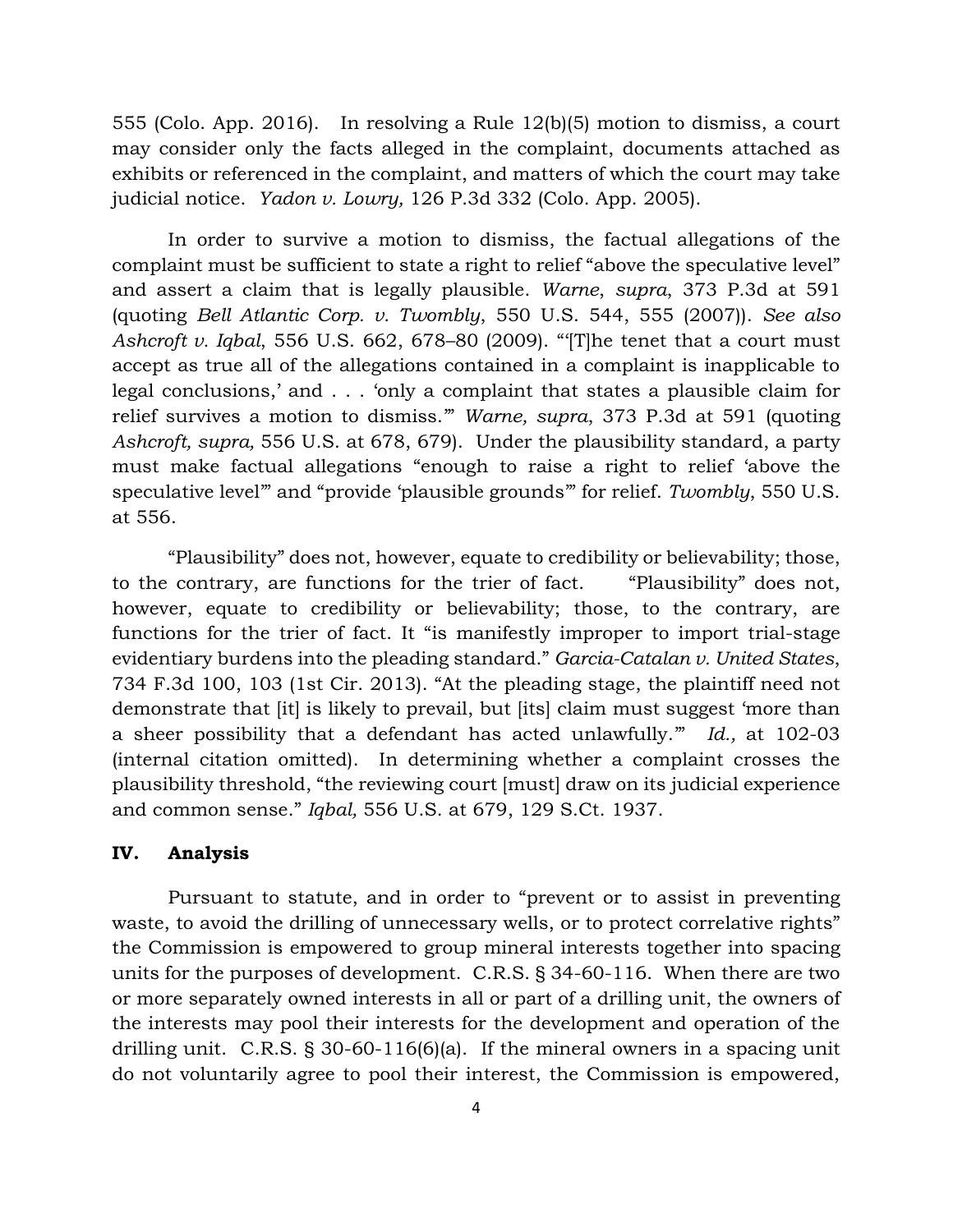555 (Colo. App. 2016). In resolving a Rule 12(b)(5) motion to dismiss, a court may consider only the facts alleged in the complaint, documents attached as exhibits or referenced in the complaint, and matters of which the court may take judicial notice. *Yadon v. Lowry,* 126 P.3d 332 (Colo. App. 2005).

In order to survive a motion to dismiss, the factual allegations of the complaint must be sufficient to state a right to relief "above the speculative level" and assert a claim that is legally plausible. *Warne*, *supra*, 373 P.3d at 591 (quoting *Bell Atlantic Corp. v. Twombly*, 550 U.S. 544, 555 (2007)). *See also Ashcroft v. Iqbal*, 556 U.S. 662, 678–80 (2009). "'[T]he tenet that a court must accept as true all of the allegations contained in a complaint is inapplicable to legal conclusions,' and . . . 'only a complaint that states a plausible claim for relief survives a motion to dismiss.'" *Warne, supra*, 373 P.3d at 591 (quoting *Ashcroft, supra,* 556 U.S. at 678, 679). Under the plausibility standard, a party must make factual allegations "enough to raise a right to relief 'above the speculative level'" and "provide 'plausible grounds'" for relief. *Twombly*, 550 U.S. at 556.

"Plausibility" does not, however, equate to credibility or believability; those, to the contrary, are functions for the trier of fact. "Plausibility" does not, however, equate to credibility or believability; those, to the contrary, are functions for the trier of fact. It "is manifestly improper to import trial-stage evidentiary burdens into the pleading standard." *Garcia-Catalan v. United States*, 734 F.3d 100, 103 (1st Cir. 2013). "At the pleading stage, the plaintiff need not demonstrate that [it] is likely to prevail, but [its] claim must suggest 'more than a sheer possibility that a defendant has acted unlawfully.'" *Id.,* at 102-03 (internal citation omitted). In determining whether a complaint crosses the plausibility threshold, "the reviewing court [must] draw on its judicial experience and common sense." *Iqbal,* 556 U.S. at 679, 129 S.Ct. 1937.

## IV. Analysis

Pursuant to statute, and in order to "prevent or to assist in preventing waste, to avoid the drilling of unnecessary wells, or to protect correlative rights" the Commission is empowered to group mineral interests together into spacing units for the purposes of development. C.R.S. § 34-60-116. When there are two or more separately owned interests in all or part of a drilling unit, the owners of the interests may pool their interests for the development and operation of the drilling unit. C.R.S. § 30-60-116(6)(a). If the mineral owners in a spacing unit do not voluntarily agree to pool their interest, the Commission is empowered,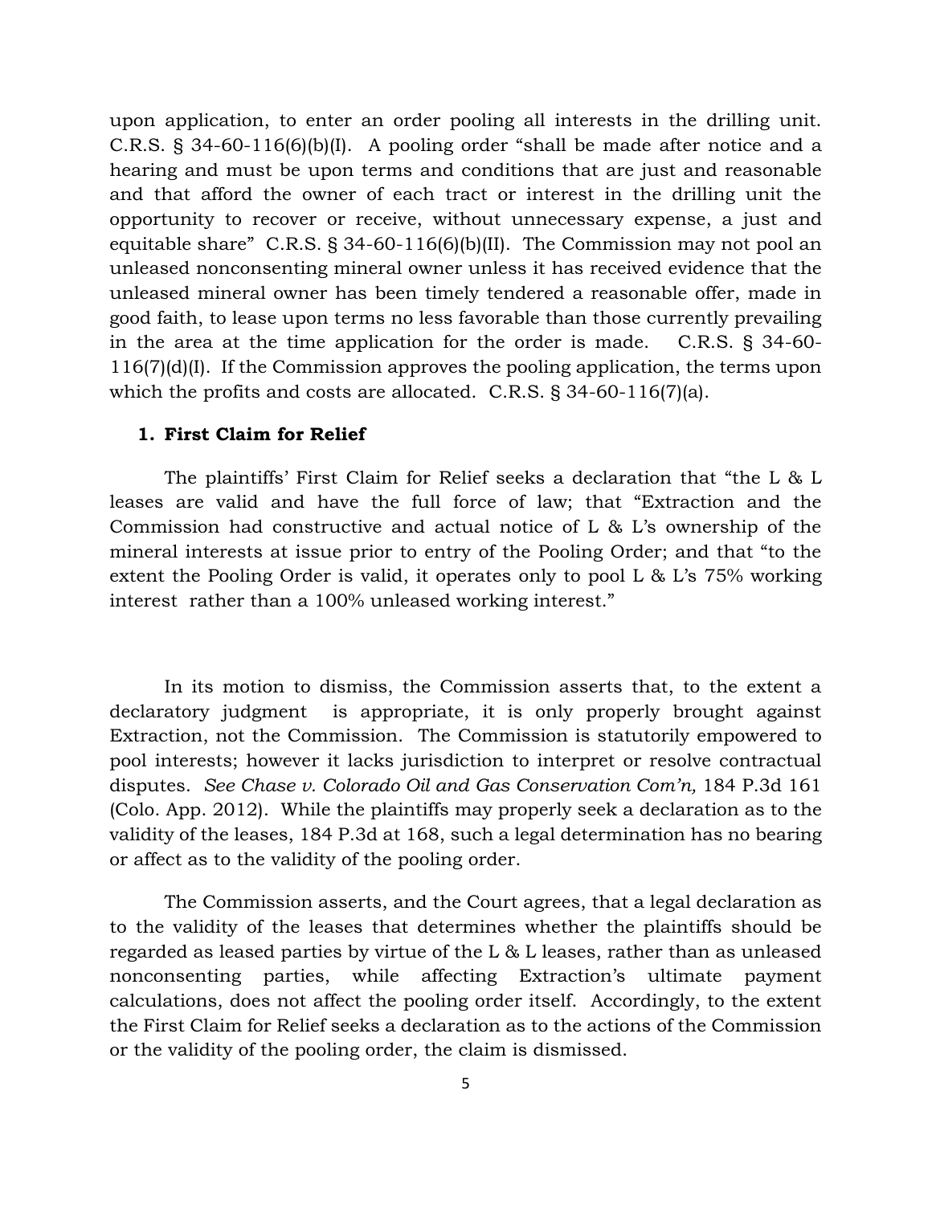upon application, to enter an order pooling all interests in the drilling unit. C.R.S. § 34-60-116(6)(b)(I). A pooling order "shall be made after notice and a hearing and must be upon terms and conditions that are just and reasonable and that afford the owner of each tract or interest in the drilling unit the opportunity to recover or receive, without unnecessary expense, a just and equitable share" C.R.S. § 34-60-116(6)(b)(II). The Commission may not pool an unleased nonconsenting mineral owner unless it has received evidence that the unleased mineral owner has been timely tendered a reasonable offer, made in good faith, to lease upon terms no less favorable than those currently prevailing in the area at the time application for the order is made. C.R.S. § 34-60-116(7)(d)(I). If the Commission approves the pooling application, the terms upon which the profits and costs are allocated. C.R.S. § 34-60-116(7)(a).

### 1. First Claim for Relief

The plaintiffs' First Claim for Relief seeks a declaration that "the L & L leases are valid and have the full force of law; that "Extraction and the Commission had constructive and actual notice of L & L's ownership of the mineral interests at issue prior to entry of the Pooling Order; and that "to the extent the Pooling Order is valid, it operates only to pool L & L's 75% working interest rather than a 100% unleased working interest."

In its motion to dismiss, the Commission asserts that, to the extent a declaratory judgment is appropriate, it is only properly brought against Extraction, not the Commission. The Commission is statutorily empowered to pool interests; however it lacks jurisdiction to interpret or resolve contractual disputes. *See Chase v. Colorado Oil and Gas Conservation Com'n,* 184 P.3d 161 (Colo. App. 2012). While the plaintiffs may properly seek a declaration as to the validity of the leases, 184 P.3d at 168, such a legal determination has no bearing or affect as to the validity of the pooling order.

The Commission asserts, and the Court agrees, that a legal declaration as to the validity of the leases that determines whether the plaintiffs should be regarded as leased parties by virtue of the L & L leases, rather than as unleased nonconsenting parties, while affecting Extraction's ultimate payment calculations, does not affect the pooling order itself. Accordingly, to the extent the First Claim for Relief seeks a declaration as to the actions of the Commission or the validity of the pooling order, the claim is dismissed.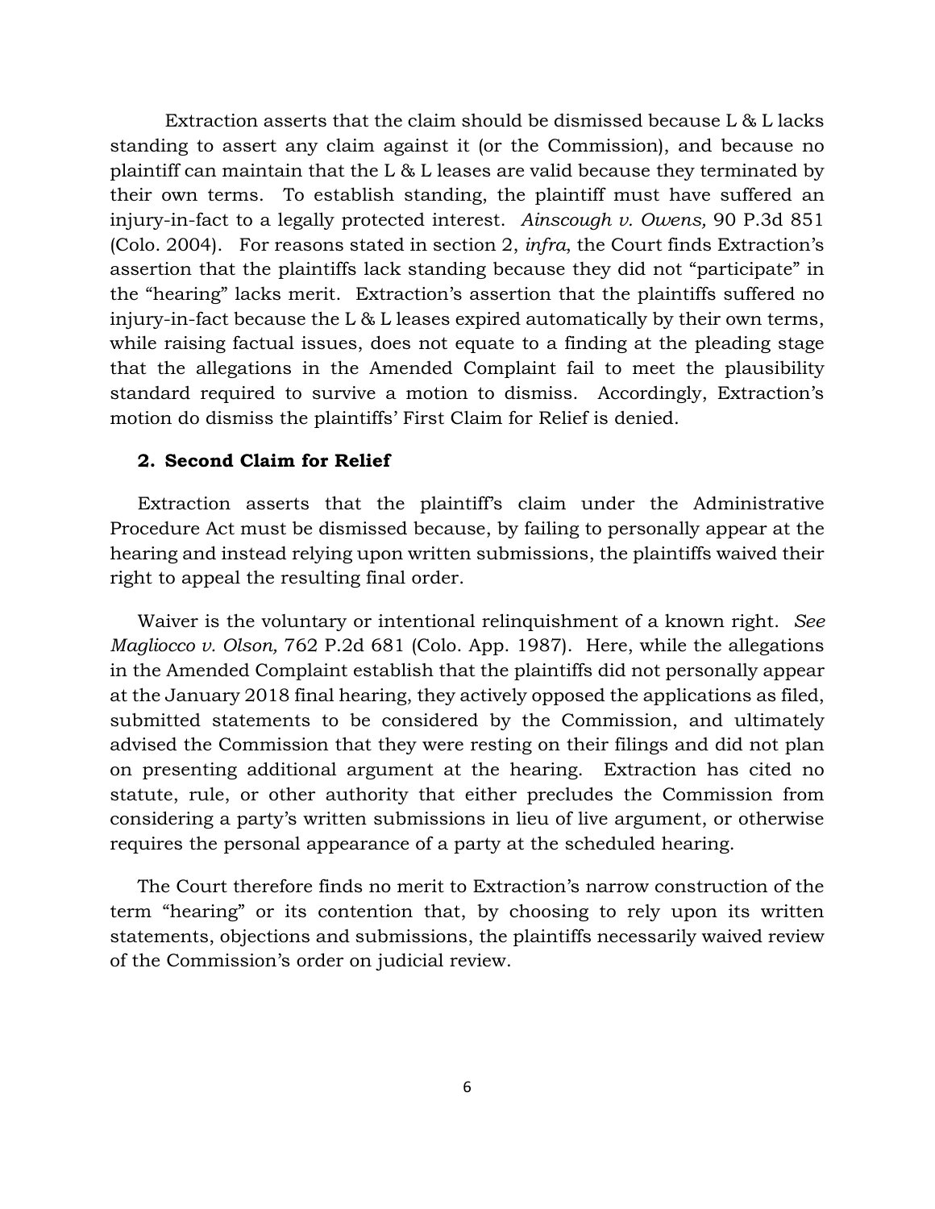Extraction asserts that the claim should be dismissed because L & L lacks standing to assert any claim against it (or the Commission), and because no plaintiff can maintain that the L & L leases are valid because they terminated by their own terms. To establish standing, the plaintiff must have suffered an injury-in-fact to a legally protected interest. *Ainscough v. Owens,* 90 P.3d 851 (Colo. 2004). For reasons stated in section 2, *infra*, the Court finds Extraction's assertion that the plaintiffs lack standing because they did not "participate" in the "hearing" lacks merit. Extraction's assertion that the plaintiffs suffered no injury-in-fact because the L & L leases expired automatically by their own terms, while raising factual issues, does not equate to a finding at the pleading stage that the allegations in the Amended Complaint fail to meet the plausibility standard required to survive a motion to dismiss. Accordingly, Extraction's motion do dismiss the plaintiffs' First Claim for Relief is denied.

### 2. Second Claim for Relief

Extraction asserts that the plaintiff's claim under the Administrative Procedure Act must be dismissed because, by failing to personally appear at the hearing and instead relying upon written submissions, the plaintiffs waived their right to appeal the resulting final order.

Waiver is the voluntary or intentional relinquishment of a known right. *See Magliocco v. Olson,* 762 P.2d 681 (Colo. App. 1987). Here, while the allegations in the Amended Complaint establish that the plaintiffs did not personally appear at the January 2018 final hearing, they actively opposed the applications as filed, submitted statements to be considered by the Commission, and ultimately advised the Commission that they were resting on their filings and did not plan on presenting additional argument at the hearing. Extraction has cited no statute, rule, or other authority that either precludes the Commission from considering a party's written submissions in lieu of live argument, or otherwise requires the personal appearance of a party at the scheduled hearing.

The Court therefore finds no merit to Extraction's narrow construction of the term "hearing" or its contention that, by choosing to rely upon its written statements, objections and submissions, the plaintiffs necessarily waived review of the Commission's order on judicial review.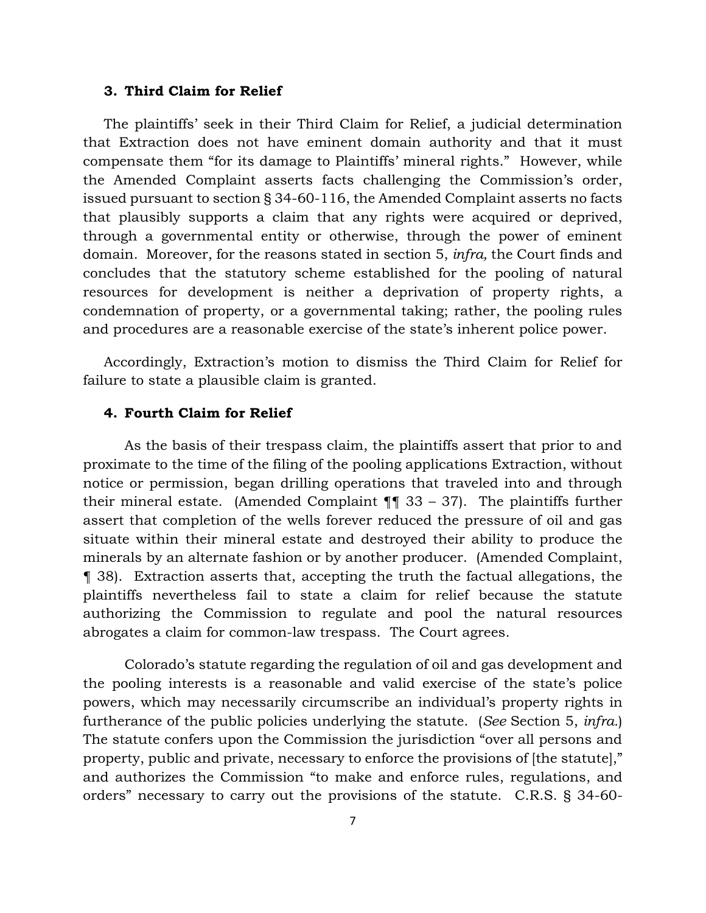### 3. Third Claim for Relief

The plaintiffs' seek in their Third Claim for Relief, a judicial determination that Extraction does not have eminent domain authority and that it must compensate them "for its damage to Plaintiffs' mineral rights." However, while the Amended Complaint asserts facts challenging the Commission's order, issued pursuant to section § 34-60-116, the Amended Complaint asserts no facts that plausibly supports a claim that any rights were acquired or deprived, through a governmental entity or otherwise, through the power of eminent domain. Moreover, for the reasons stated in section 5, *infra,* the Court finds and concludes that the statutory scheme established for the pooling of natural resources for development is neither a deprivation of property rights, a condemnation of property, or a governmental taking; rather, the pooling rules and procedures are a reasonable exercise of the state's inherent police power.

Accordingly, Extraction's motion to dismiss the Third Claim for Relief for failure to state a plausible claim is granted.

### 4. Fourth Claim for Relief

As the basis of their trespass claim, the plaintiffs assert that prior to and proximate to the time of the filing of the pooling applications Extraction, without notice or permission, began drilling operations that traveled into and through their mineral estate. (Amended Complaint ¶¶ 33 – 37). The plaintiffs further assert that completion of the wells forever reduced the pressure of oil and gas situate within their mineral estate and destroyed their ability to produce the minerals by an alternate fashion or by another producer. (Amended Complaint, ¶ 38). Extraction asserts that, accepting the truth the factual allegations, the plaintiffs nevertheless fail to state a claim for relief because the statute authorizing the Commission to regulate and pool the natural resources abrogates a claim for common-law trespass. The Court agrees.

Colorado's statute regarding the regulation of oil and gas development and the pooling interests is a reasonable and valid exercise of the state's police powers, which may necessarily circumscribe an individual's property rights in furtherance of the public policies underlying the statute. (*See* Section 5, *infra.*) The statute confers upon the Commission the jurisdiction "over all persons and property, public and private, necessary to enforce the provisions of [the statute]," and authorizes the Commission "to make and enforce rules, regulations, and orders" necessary to carry out the provisions of the statute. C.R.S. § 34-60-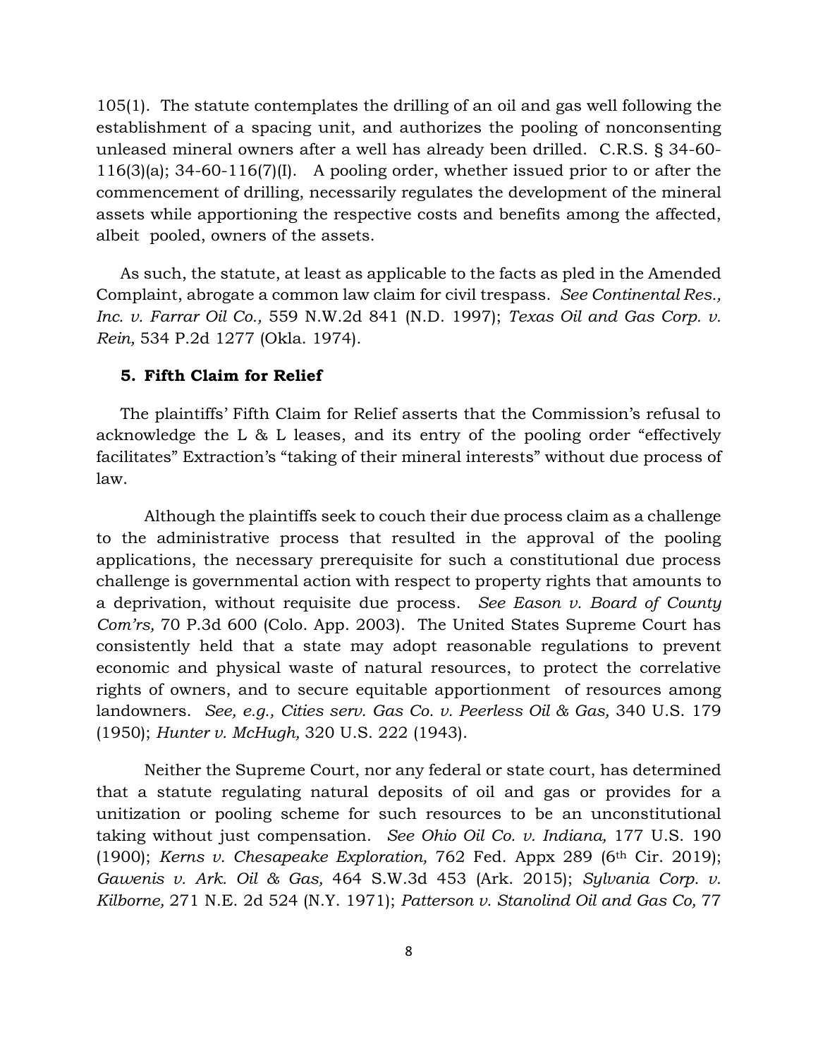105(1). The statute contemplates the drilling of an oil and gas well following the establishment of a spacing unit, and authorizes the pooling of nonconsenting unleased mineral owners after a well has already been drilled. C.R.S. § 34-60-116(3)(a); 34-60-116(7)(I). A pooling order, whether issued prior to or after the commencement of drilling, necessarily regulates the development of the mineral assets while apportioning the respective costs and benefits among the affected, albeit pooled, owners of the assets.

As such, the statute, at least as applicable to the facts as pled in the Amended Complaint, abrogate a common law claim for civil trespass. *See Continental Res., Inc. v. Farrar Oil Co.,* 559 N.W.2d 841 (N.D. 1997); *Texas Oil and Gas Corp. v. Rein,* 534 P.2d 1277 (Okla. 1974).

### 5. Fifth Claim for Relief

The plaintiffs' Fifth Claim for Relief asserts that the Commission's refusal to acknowledge the L & L leases, and its entry of the pooling order "effectively facilitates" Extraction's "taking of their mineral interests" without due process of law.

Although the plaintiffs seek to couch their due process claim as a challenge to the administrative process that resulted in the approval of the pooling applications, the necessary prerequisite for such a constitutional due process challenge is governmental action with respect to property rights that amounts to a deprivation, without requisite due process. *See Eason v. Board of County Com'rs,* 70 P.3d 600 (Colo. App. 2003). The United States Supreme Court has consistently held that a state may adopt reasonable regulations to prevent economic and physical waste of natural resources, to protect the correlative rights of owners, and to secure equitable apportionment of resources among landowners. *See, e.g., Cities serv. Gas Co. v. Peerless Oil & Gas,* 340 U.S. 179 (1950); *Hunter v. McHugh,* 320 U.S. 222 (1943).

Neither the Supreme Court, nor any federal or state court, has determined that a statute regulating natural deposits of oil and gas or provides for a unitization or pooling scheme for such resources to be an unconstitutional taking without just compensation. *See Ohio Oil Co. v. Indiana,* 177 U.S. 190 (1900); *Kerns v. Chesapeake Exploration,* 762 Fed. Appx 289 (6th Cir. 2019); *Gawenis v. Ark. Oil & Gas,* 464 S.W.3d 453 (Ark. 2015); *Sylvania Corp. v. Kilborne,* 271 N.E. 2d 524 (N.Y. 1971); *Patterson v. Stanolind Oil and Gas Co,* 77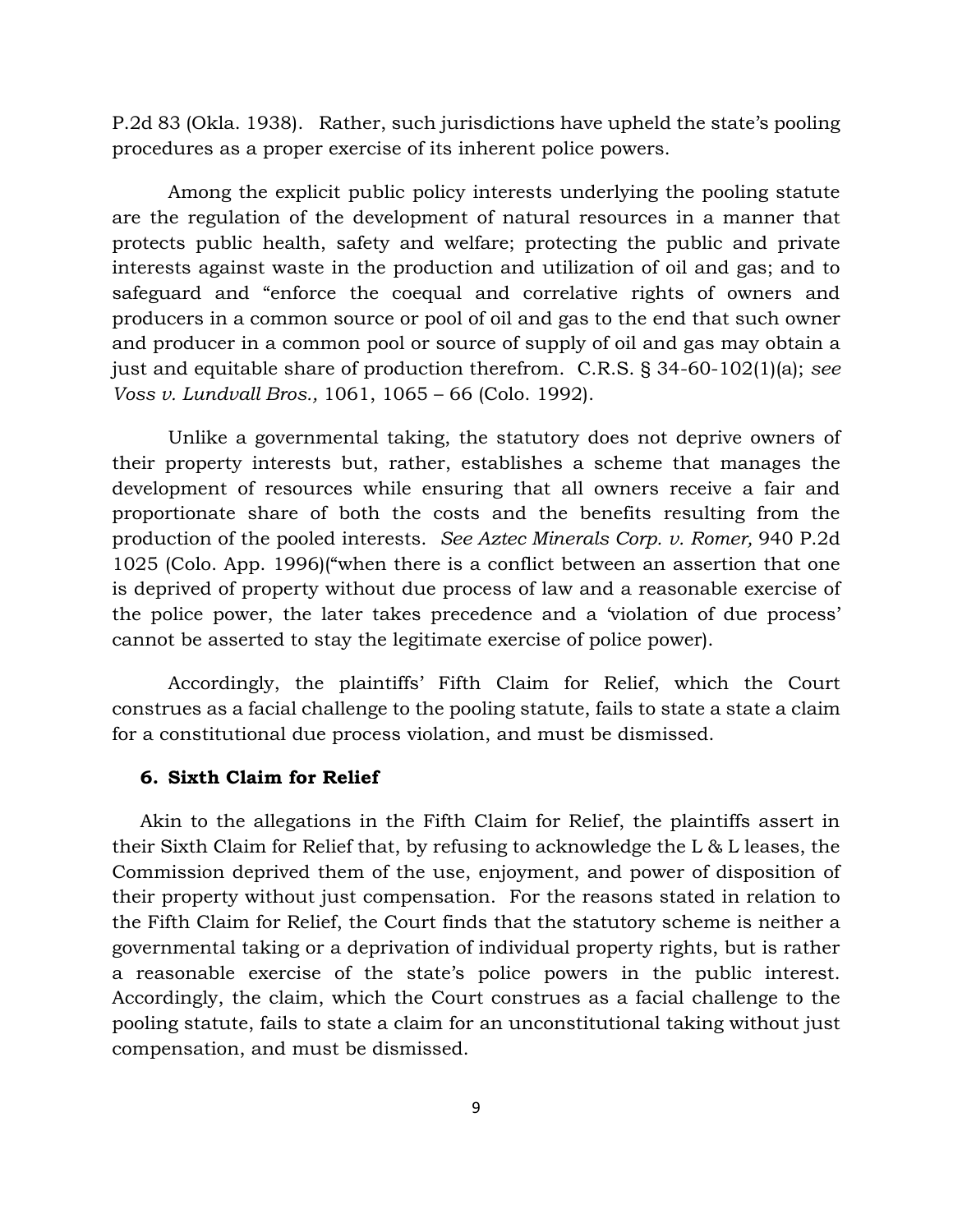P.2d 83 (Okla. 1938). Rather, such jurisdictions have upheld the state's pooling procedures as a proper exercise of its inherent police powers.

Among the explicit public policy interests underlying the pooling statute are the regulation of the development of natural resources in a manner that protects public health, safety and welfare; protecting the public and private interests against waste in the production and utilization of oil and gas; and to safeguard and "enforce the coequal and correlative rights of owners and producers in a common source or pool of oil and gas to the end that such owner and producer in a common pool or source of supply of oil and gas may obtain a just and equitable share of production therefrom. C.R.S. § 34-60-102(1)(a); *see Voss v. Lundvall Bros.,* 1061, 1065 – 66 (Colo. 1992).

Unlike a governmental taking, the statutory does not deprive owners of their property interests but, rather, establishes a scheme that manages the development of resources while ensuring that all owners receive a fair and proportionate share of both the costs and the benefits resulting from the production of the pooled interests. *See Aztec Minerals Corp. v. Romer,* 940 P.2d 1025 (Colo. App. 1996)("when there is a conflict between an assertion that one is deprived of property without due process of law and a reasonable exercise of the police power, the later takes precedence and a 'violation of due process' cannot be asserted to stay the legitimate exercise of police power).

Accordingly, the plaintiffs' Fifth Claim for Relief, which the Court construes as a facial challenge to the pooling statute, fails to state a state a claim for a constitutional due process violation, and must be dismissed.

### 6. Sixth Claim for Relief

Akin to the allegations in the Fifth Claim for Relief, the plaintiffs assert in their Sixth Claim for Relief that, by refusing to acknowledge the L & L leases, the Commission deprived them of the use, enjoyment, and power of disposition of their property without just compensation. For the reasons stated in relation to the Fifth Claim for Relief, the Court finds that the statutory scheme is neither a governmental taking or a deprivation of individual property rights, but is rather a reasonable exercise of the state's police powers in the public interest. Accordingly, the claim, which the Court construes as a facial challenge to the pooling statute, fails to state a claim for an unconstitutional taking without just compensation, and must be dismissed.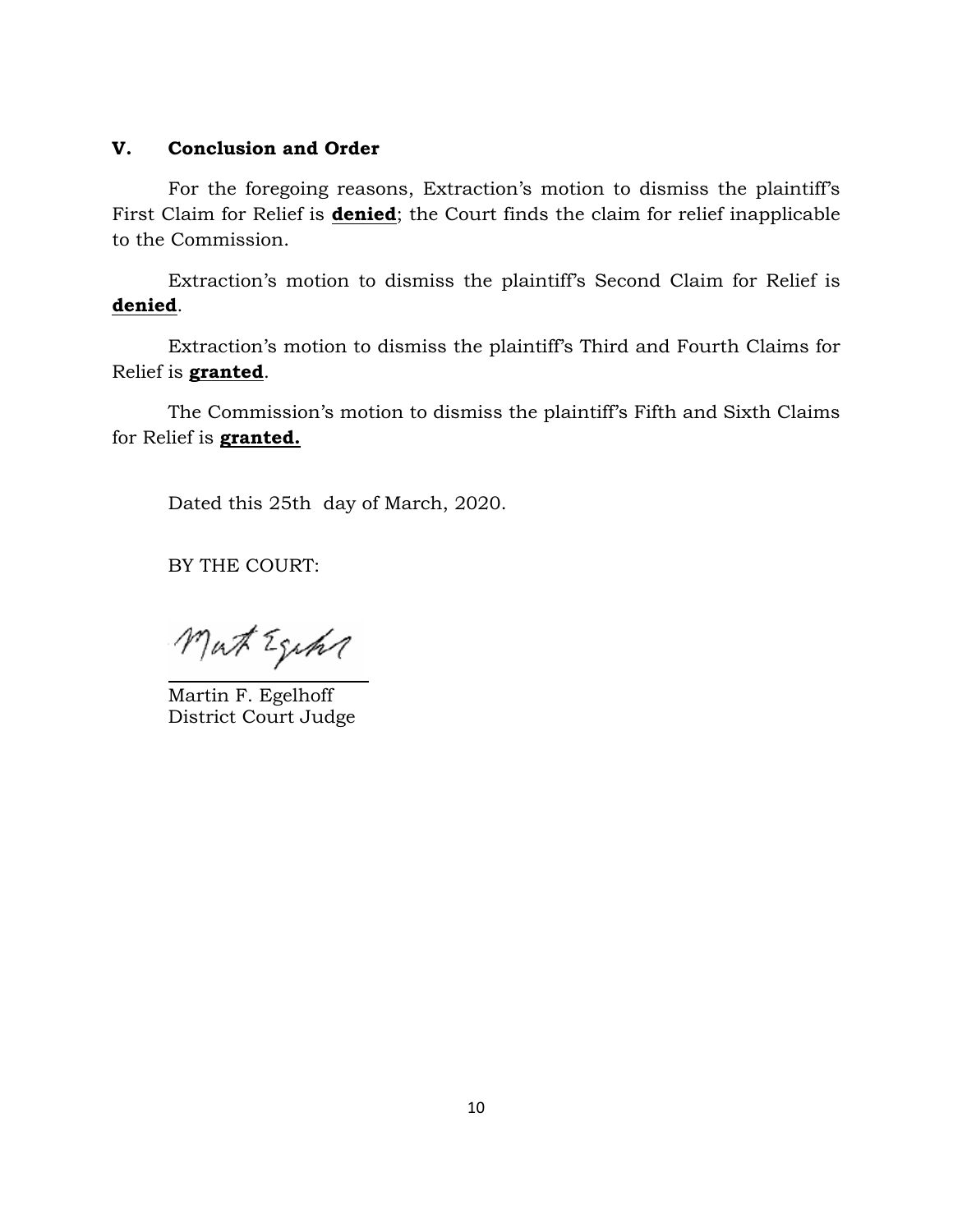## V. Conclusion and Order

For the foregoing reasons, Extraction's motion to dismiss the plaintiff's First Claim for Relief is **denied**; the Court finds the claim for relief inapplicable to the Commission.

Extraction's motion to dismiss the plaintiff's Second Claim for Relief is **denied**.

Extraction's motion to dismiss the plaintiff's Third and Fourth Claims for Relief is **granted**.

The Commission's motion to dismiss the plaintiff's Fifth and Sixth Claims for Relief is **granted.**

Dated this 25th day of March, 2020.

BY THE COURT:

Martin F. Egelhoff
District Court Judge